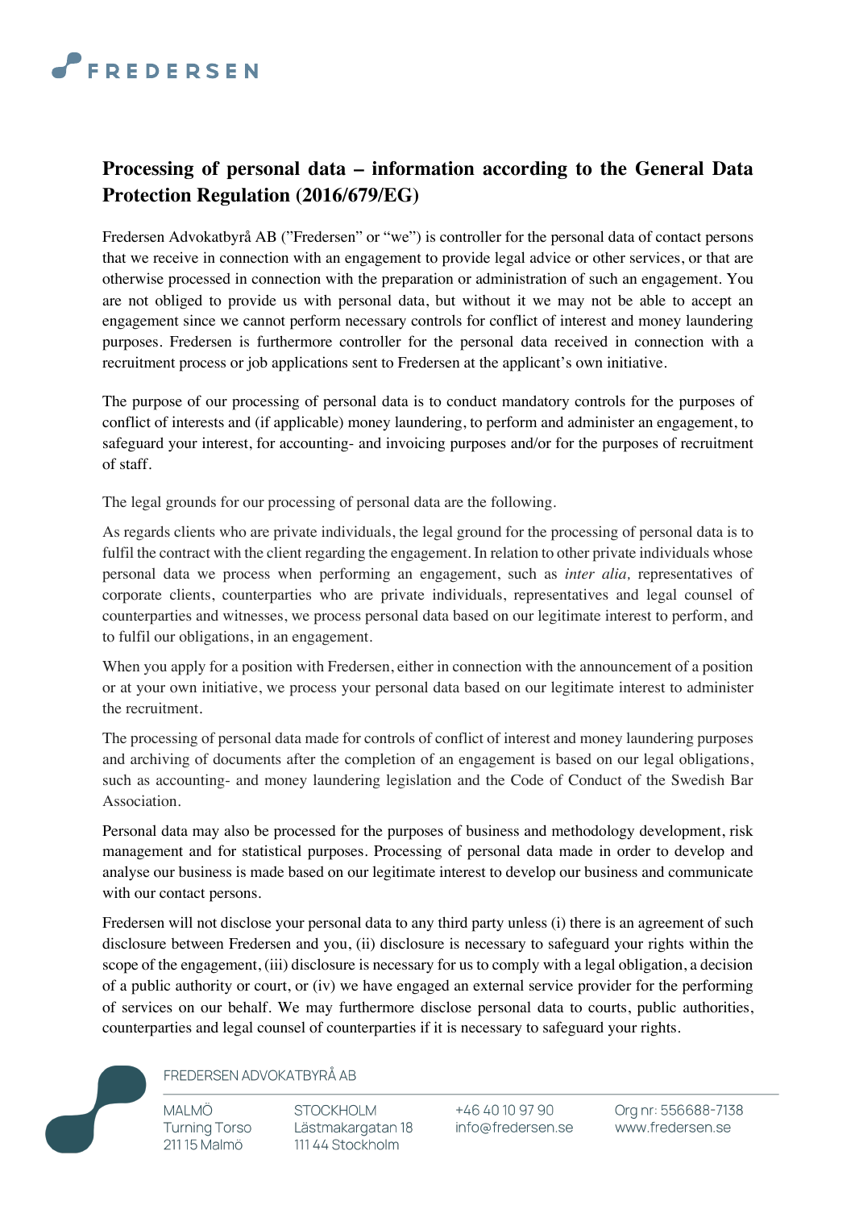# Processing of personal data – information according to the General Data Protection Regulation (2016/679/EG)

Fredersen Advokatbyrå AB ("Fredersen" or "we") is controller for the personal data of contact persons that we receive in connection with an engagement to provide legal advice or other services, or that are otherwise processed in connection with the preparation or administration of such an engagement. You are not obliged to provide us with personal data, but without it we may not be able to accept an engagement since we cannot perform necessary controls for conflict of interest and money laundering purposes. Fredersen is furthermore controller for the personal data received in connection with a recruitment process or job applications sent to Fredersen at the applicant's own initiative.

The purpose of our processing of personal data is to conduct mandatory controls for the purposes of conflict of interests and (if applicable) money laundering, to perform and administer an engagement, to safeguard your interest, for accounting- and invoicing purposes and/or for the purposes of recruitment of staff.

The legal grounds for our processing of personal data are the following.

As regards clients who are private individuals, the legal ground for the processing of personal data is to fulfil the contract with the client regarding the engagement. In relation to other private individuals whose personal data we process when performing an engagement, such as *inter alia,* representatives of corporate clients, counterparties who are private individuals, representatives and legal counsel of counterparties and witnesses, we process personal data based on our legitimate interest to perform, and to fulfil our obligations, in an engagement.

When you apply for a position with Fredersen, either in connection with the announcement of a position or at your own initiative, we process your personal data based on our legitimate interest to administer the recruitment.

The processing of personal data made for controls of conflict of interest and money laundering purposes and archiving of documents after the completion of an engagement is based on our legal obligations, such as accounting- and money laundering legislation and the Code of Conduct of the Swedish Bar Association.

Personal data may also be processed for the purposes of business and methodology development, risk management and for statistical purposes. Processing of personal data made in order to develop and analyse our business is made based on our legitimate interest to develop our business and communicate with our contact persons.

Fredersen will not disclose your personal data to any third party unless (i) there is an agreement of such disclosure between Fredersen and you, (ii) disclosure is necessary to safeguard your rights within the scope of the engagement, (iii) disclosure is necessary for us to comply with a legal obligation, a decision of a public authority or court, or (iv) we have engaged an external service provider for the performing of services on our behalf. We may furthermore disclose personal data to courts, public authorities, counterparties and legal counsel of counterparties if it is necessary to safeguard your rights.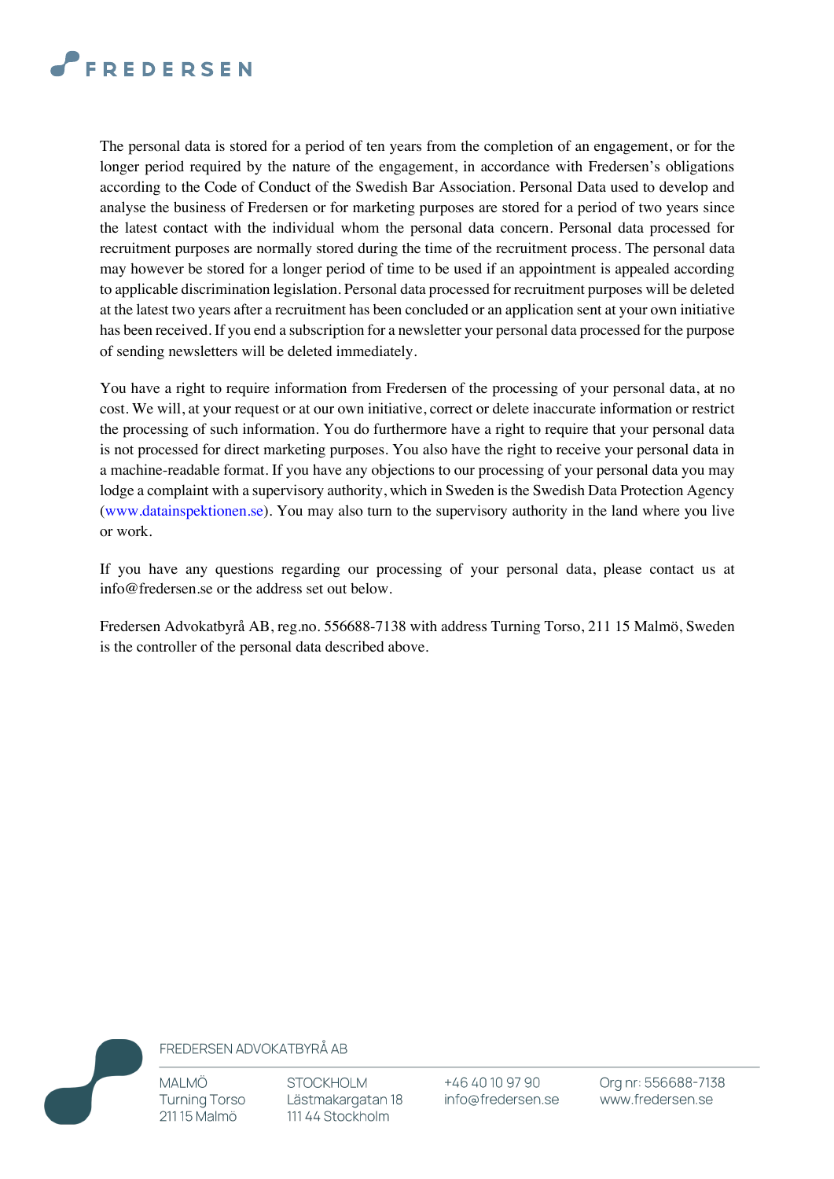The personal data is stored for a period of ten years from the completion of an engagement, or for the longer period required by the nature of the engagement, in accordance with Fredersen's obligations according to the Code of Conduct of the Swedish Bar Association. Personal Data used to develop and analyse the business of Fredersen or for marketing purposes are stored for a period of two years since the latest contact with the individual whom the personal data concern. Personal data processed for recruitment purposes are normally stored during the time of the recruitment process. The personal data may however be stored for a longer period of time to be used if an appointment is appealed according to applicable discrimination legislation. Personal data processed for recruitment purposes will be deleted at the latest two years after a recruitment has been concluded or an application sent at your own initiative has been received. If you end a subscription for a newsletter your personal data processed for the purpose of sending newsletters will be deleted immediately.

You have a right to require information from Fredersen of the processing of your personal data, at no cost. We will, at your request or at our own initiative, correct or delete inaccurate information or restrict the processing of such information. You do furthermore have a right to require that your personal data is not processed for direct marketing purposes. You also have the right to receive your personal data in a machine-readable format. If you have any objections to our processing of your personal data you may lodge a complaint with a supervisory authority, which in Sweden is the Swedish Data Protection Agency (www.datainspektionen.se). You may also turn to the supervisory authority in the land where you live or work.

If you have any questions regarding our processing of your personal data, please contact us at info@fredersen.se or the address set out below.

Fredersen Advokatbyrå AB, reg.no. 556688-7138 with address Turning Torso, 211 15 Malmö, Sweden is the controller of the personal data described above.